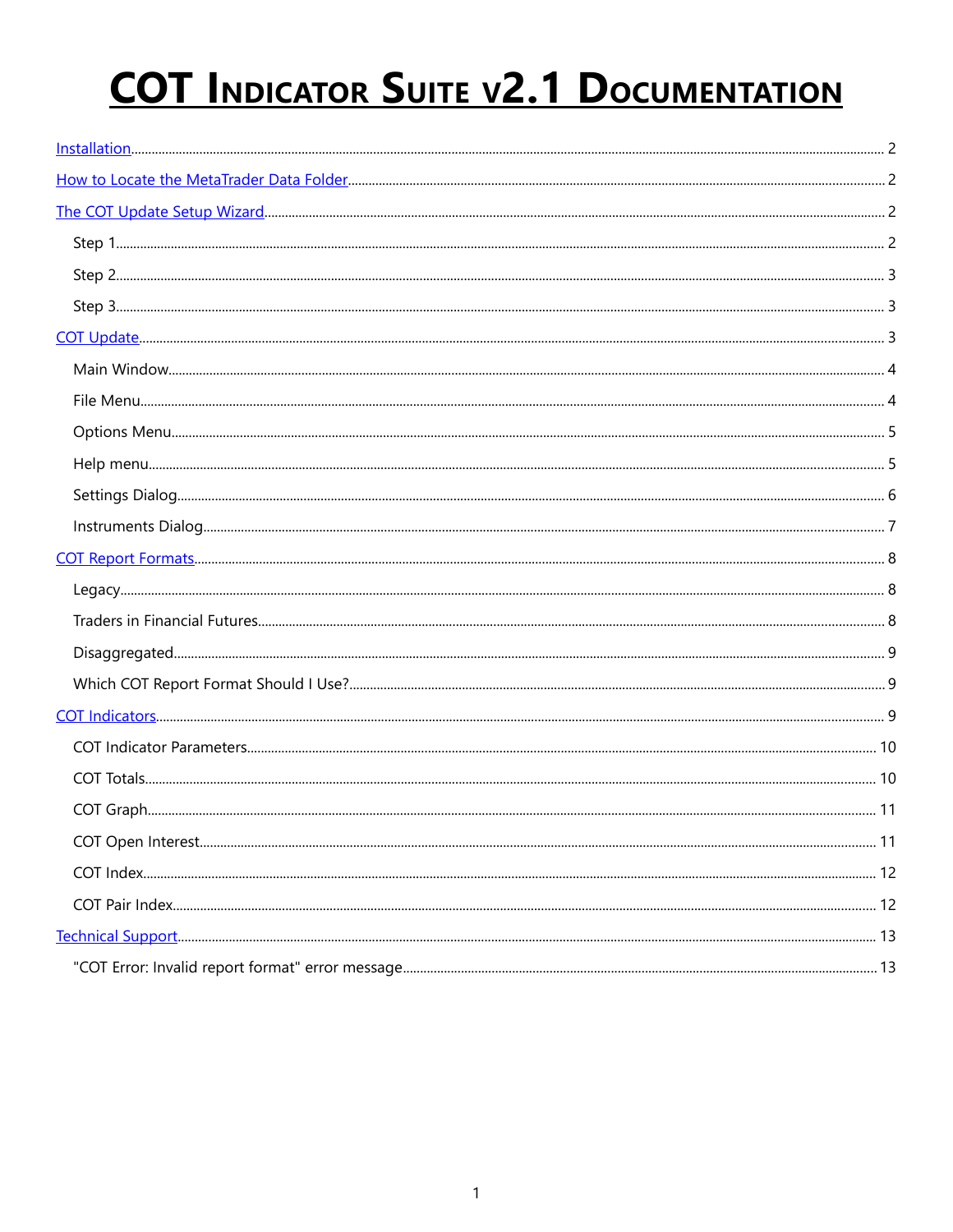# COT Indicator Suite v2.1 Documentation

- [Installation](#) ..... 2
- [How to Locate the MetaTrader Data Folder](#) ..... 2
- [The COT Update Setup Wizard](#) ..... 2
  - Step 1 ..... 2
  - Step 2 ..... 3
  - Step 3 ..... 3
- [COT Update](#) ..... 3
  - Main Window ..... 4
  - File Menu ..... 4
  - Options Menu ..... 5
  - Help menu ..... 5
  - Settings Dialog ..... 6
  - Instruments Dialog ..... 7
- [COT Report Formats](#) ..... 8
  - Legacy ..... 8
  - Traders in Financial Futures ..... 8
  - Disaggregated ..... 9
  - Which COT Report Format Should I Use? ..... 9
- [COT Indicators](#) ..... 9
  - COT Indicator Parameters ..... 10
  - COT Totals ..... 10
  - COT Graph ..... 11
  - COT Open Interest ..... 11
  - COT Index ..... 12
  - COT Pair Index ..... 12
- [Technical Support](#) ..... 13
  - "COT Error: Invalid report format" error message ..... 13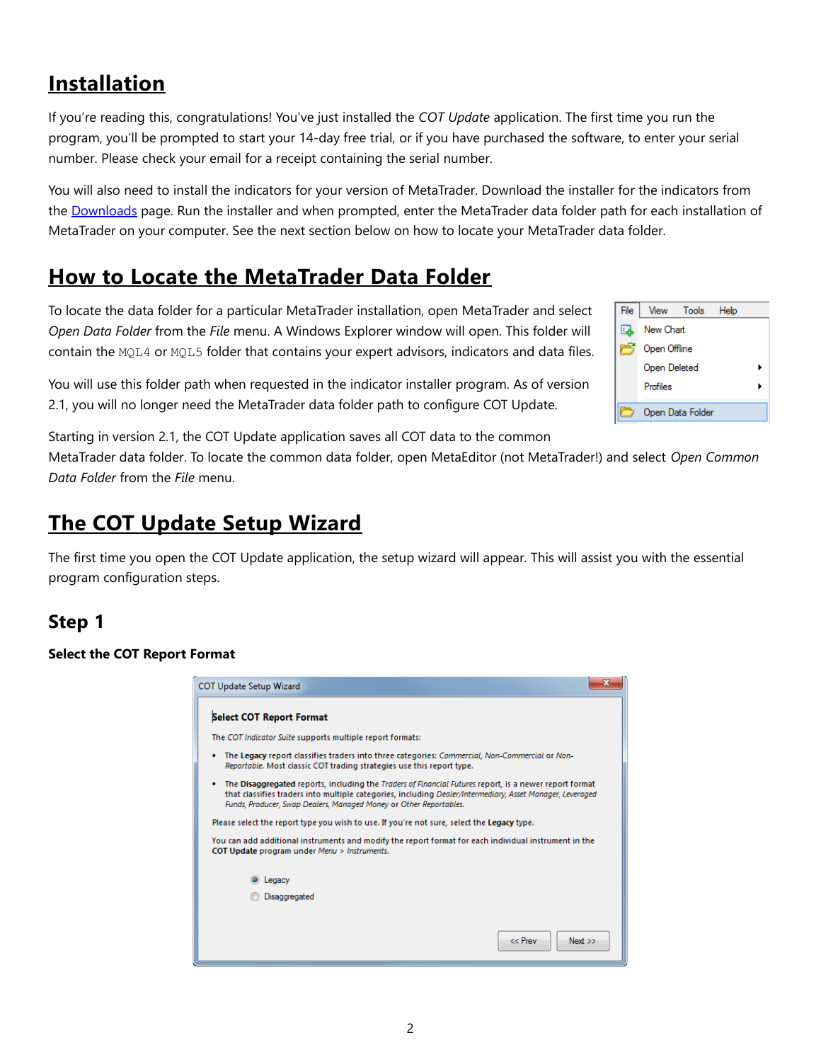## Installation

If you're reading this, congratulations! You've just installed the *COT Update* application. The first time you run the program, you'll be prompted to start your 14-day free trial, or if you have purchased the software, to enter your serial number. Please check your email for a receipt containing the serial number.

You will also need to install the indicators for your version of MetaTrader. Download the installer for the indicators from the [Downloads]() page. Run the installer and when prompted, enter the MetaTrader data folder path for each installation of MetaTrader on your computer. See the next section below on how to locate your MetaTrader data folder.

## How to Locate the MetaTrader Data Folder

To locate the data folder for a particular MetaTrader installation, open MetaTrader and select *Open Data Folder* from the *File* menu. A Windows Explorer window will open. This folder will contain the `MQL4` or `MQL5` folder that contains your expert advisors, indicators and data files.

You will use this folder path when requested in the indicator installer program. As of version 2.1, you will no longer need the MetaTrader data folder path to configure COT Update.

Starting in version 2.1, the COT Update application saves all COT data to the common MetaTrader data folder. To locate the common data folder, open MetaEditor (not MetaTrader!) and select *Open Common Data Folder* from the *File* menu.

## The COT Update Setup Wizard

The first time you open the COT Update application, the setup wizard will appear. This will assist you with the essential program configuration steps.

### Step 1

**Select the COT Report Format**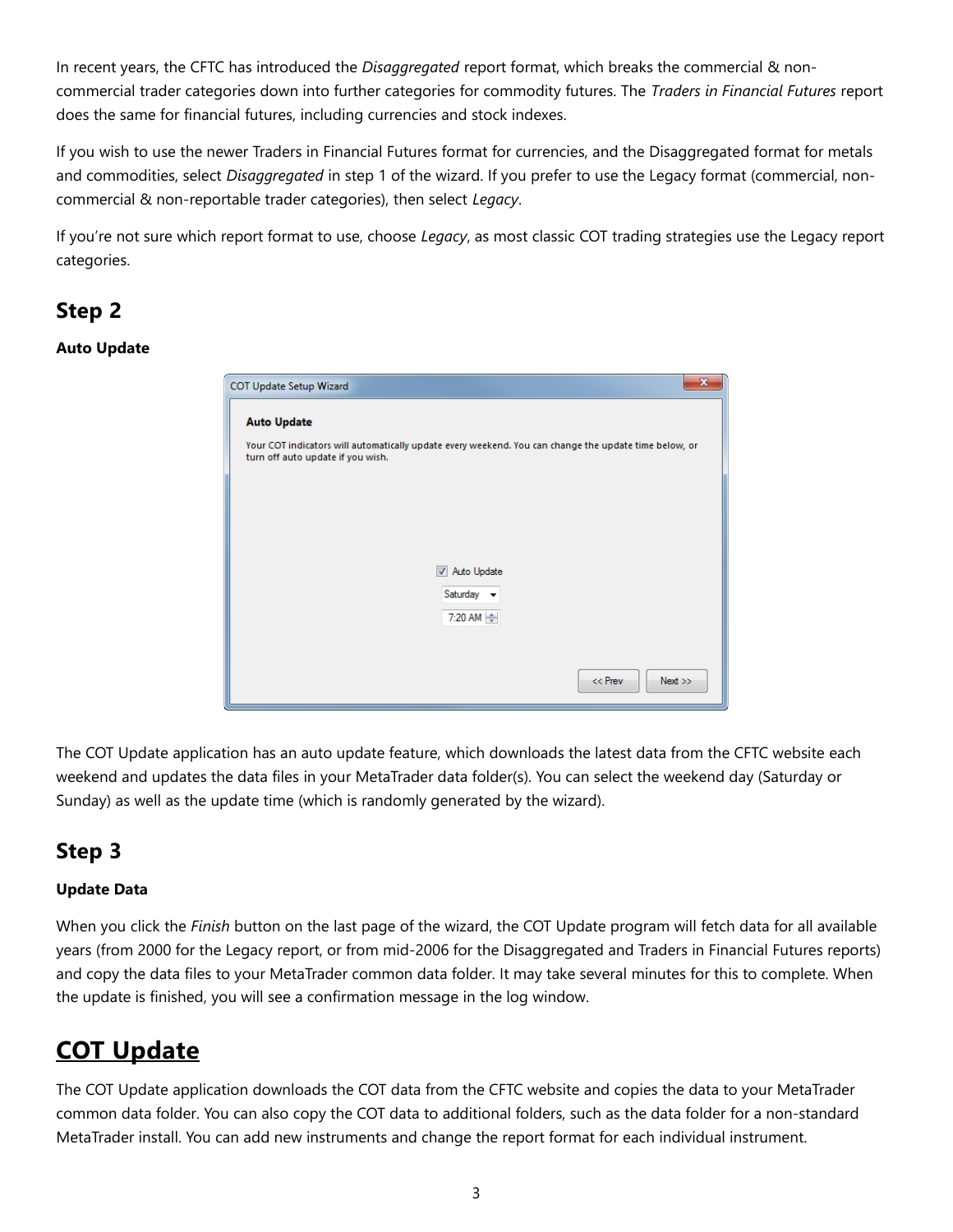In recent years, the CFTC has introduced the *Disaggregated* report format, which breaks the commercial & non-commercial trader categories down into further categories for commodity futures. The *Traders in Financial Futures* report does the same for financial futures, including currencies and stock indexes.

If you wish to use the newer Traders in Financial Futures format for currencies, and the Disaggregated format for metals and commodities, select *Disaggregated* in step 1 of the wizard. If you prefer to use the Legacy format (commercial, non-commercial & non-reportable trader categories), then select *Legacy*.

If you're not sure which report format to use, choose *Legacy*, as most classic COT trading strategies use the Legacy report categories.

## Step 2

**Auto Update**

The COT Update application has an auto update feature, which downloads the latest data from the CFTC website each weekend and updates the data files in your MetaTrader data folder(s). You can select the weekend day (Saturday or Sunday) as well as the update time (which is randomly generated by the wizard).

## Step 3

**Update Data**

When you click the *Finish* button on the last page of the wizard, the COT Update program will fetch data for all available years (from 2000 for the Legacy report, or from mid-2006 for the Disaggregated and Traders in Financial Futures reports) and copy the data files to your MetaTrader common data folder. It may take several minutes for this to complete. When the update is finished, you will see a confirmation message in the log window.

# COT Update

The COT Update application downloads the COT data from the CFTC website and copies the data to your MetaTrader common data folder. You can also copy the COT data to additional folders, such as the data folder for a non-standard MetaTrader install. You can add new instruments and change the report format for each individual instrument.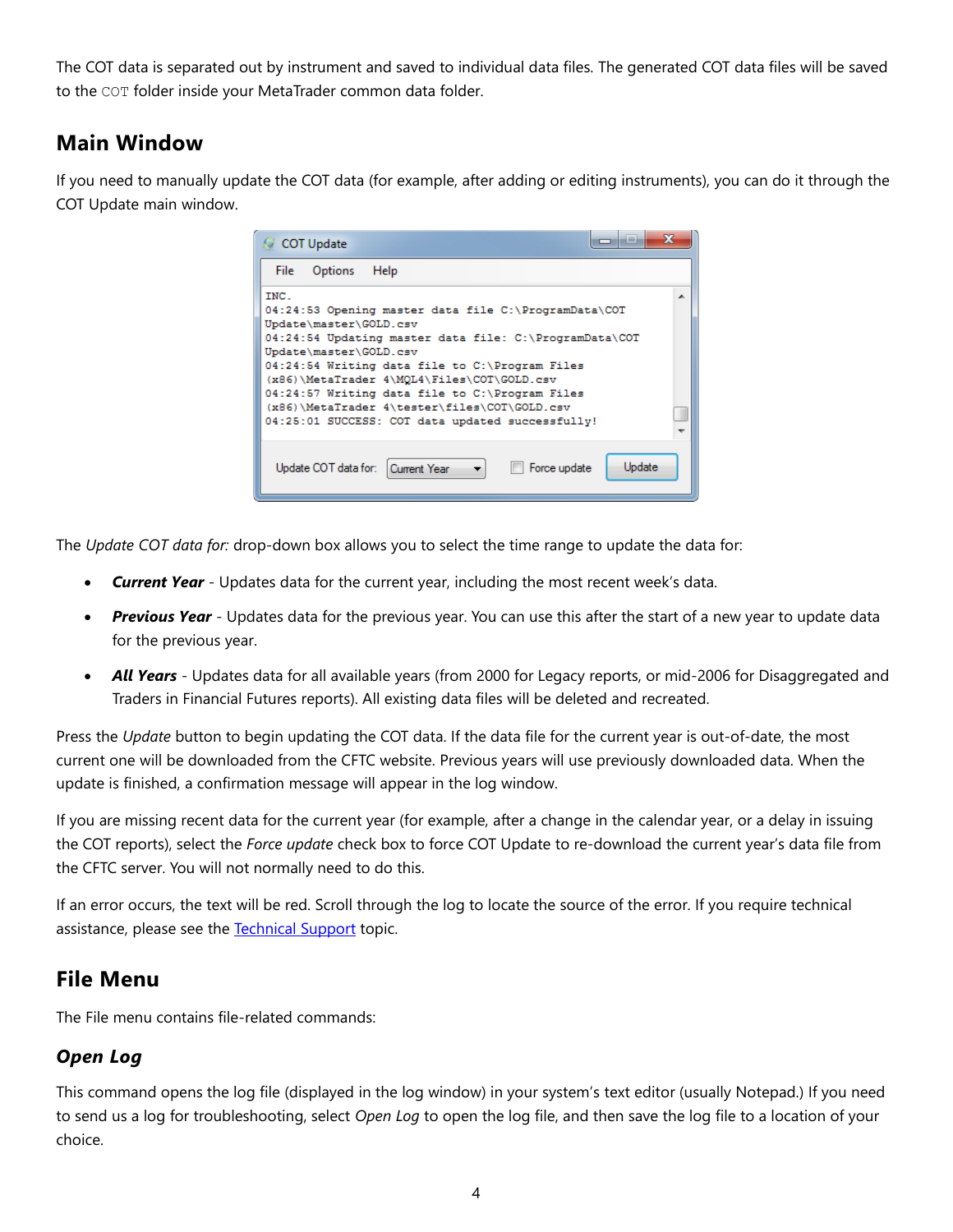The COT data is separated out by instrument and saved to individual data files. The generated COT data files will be saved to the `COT` folder inside your MetaTrader common data folder.

## Main Window

If you need to manually update the COT data (for example, after adding or editing instruments), you can do it through the COT Update main window.

The *Update COT data for:* drop-down box allows you to select the time range to update the data for:

- ***Current Year*** - Updates data for the current year, including the most recent week's data.
- ***Previous Year*** - Updates data for the previous year. You can use this after the start of a new year to update data for the previous year.
- ***All Years*** - Updates data for all available years (from 2000 for Legacy reports, or mid-2006 for Disaggregated and Traders in Financial Futures reports). All existing data files will be deleted and recreated.

Press the *Update* button to begin updating the COT data. If the data file for the current year is out-of-date, the most current one will be downloaded from the CFTC website. Previous years will use previously downloaded data. When the update is finished, a confirmation message will appear in the log window.

If you are missing recent data for the current year (for example, after a change in the calendar year, or a delay in issuing the COT reports), select the *Force update* check box to force COT Update to re-download the current year's data file from the CFTC server. You will not normally need to do this.

If an error occurs, the text will be red. Scroll through the log to locate the source of the error. If you require technical assistance, please see the Technical Support topic.

## File Menu

The File menu contains file-related commands:

### *Open Log*

This command opens the log file (displayed in the log window) in your system's text editor (usually Notepad.) If you need to send us a log for troubleshooting, select *Open Log* to open the log file, and then save the log file to a location of your choice.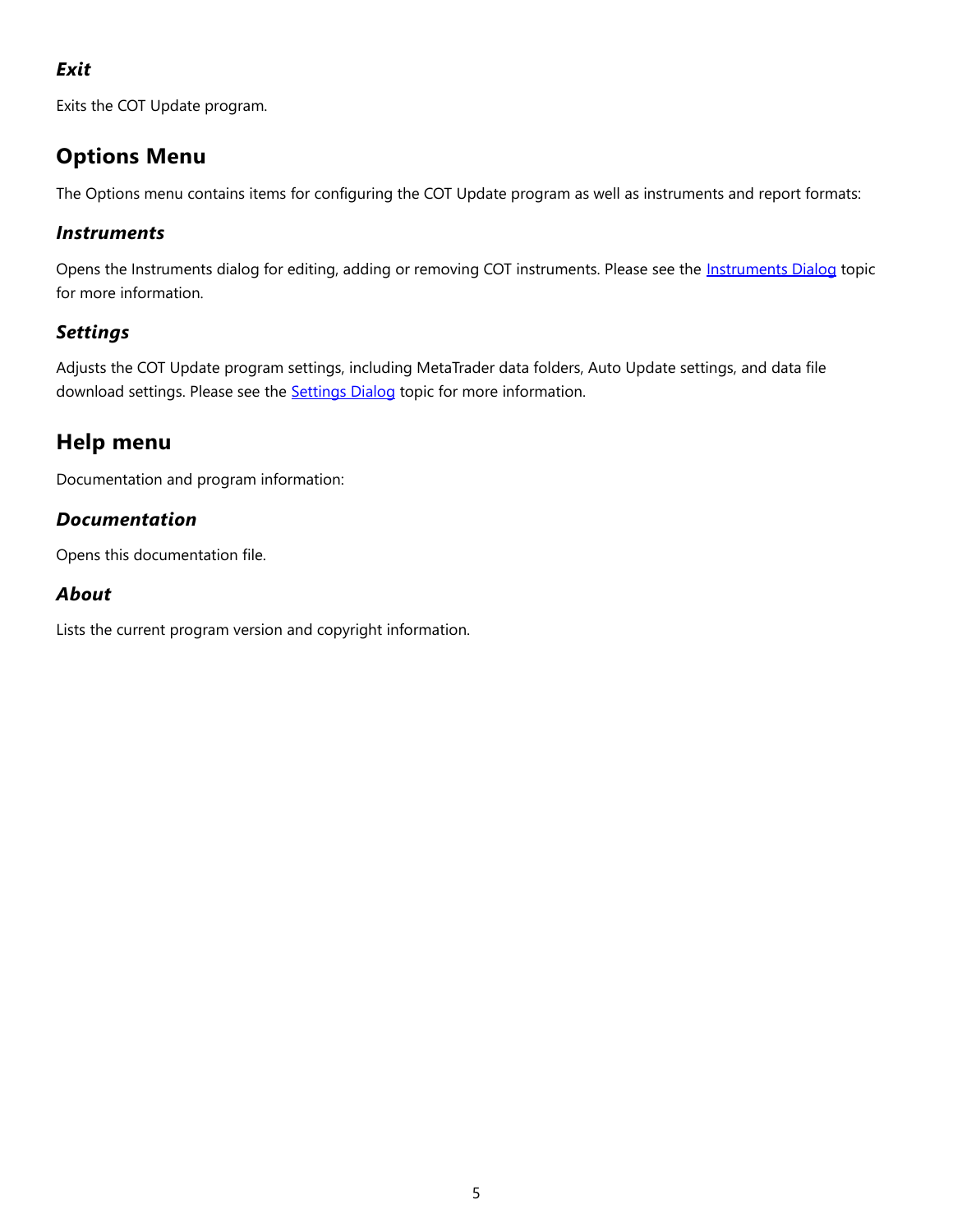### *Exit*

Exits the COT Update program.

## Options Menu

The Options menu contains items for configuring the COT Update program as well as instruments and report formats:

### *Instruments*

Opens the Instruments dialog for editing, adding or removing COT instruments. Please see the [Instruments Dialog]() topic for more information.

### *Settings*

Adjusts the COT Update program settings, including MetaTrader data folders, Auto Update settings, and data file download settings. Please see the [Settings Dialog]() topic for more information.

## Help menu

Documentation and program information:

### *Documentation*

Opens this documentation file.

### *About*

Lists the current program version and copyright information.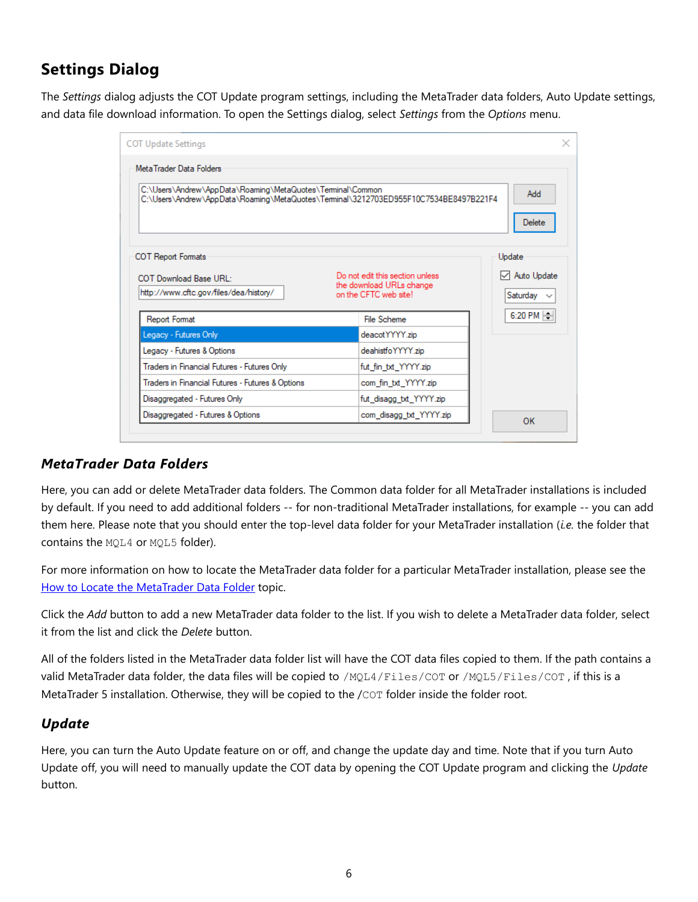## Settings Dialog

The *Settings* dialog adjusts the COT Update program settings, including the MetaTrader data folders, Auto Update settings, and data file download information. To open the Settings dialog, select *Settings* from the *Options* menu.

### *MetaTrader Data Folders*

Here, you can add or delete MetaTrader data folders. The Common data folder for all MetaTrader installations is included by default. If you need to add additional folders -- for non-traditional MetaTrader installations, for example -- you can add them here. Please note that you should enter the top-level data folder for your MetaTrader installation (*i.e.* the folder that contains the `MQL4` or `MQL5` folder).

For more information on how to locate the MetaTrader data folder for a particular MetaTrader installation, please see the [How to Locate the MetaTrader Data Folder]() topic.

Click the *Add* button to add a new MetaTrader data folder to the list. If you wish to delete a MetaTrader data folder, select it from the list and click the *Delete* button.

All of the folders listed in the MetaTrader data folder list will have the COT data files copied to them. If the path contains a valid MetaTrader data folder, the data files will be copied to `/MQL4/Files/COT` or `/MQL5/Files/COT`, if this is a MetaTrader 5 installation. Otherwise, they will be copied to the `/COT` folder inside the folder root.

### *Update*

Here, you can turn the Auto Update feature on or off, and change the update day and time. Note that if you turn Auto Update off, you will need to manually update the COT data by opening the COT Update program and clicking the *Update* button.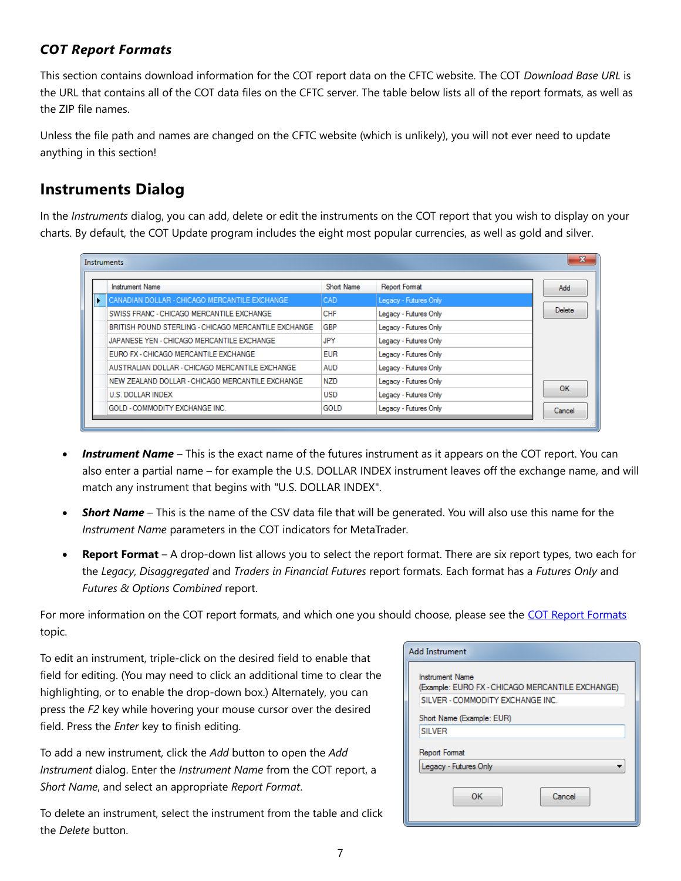### *COT Report Formats*

This section contains download information for the COT report data on the CFTC website. The COT *Download Base URL* is the URL that contains all of the COT data files on the CFTC server. The table below lists all of the report formats, as well as the ZIP file names.

Unless the file path and names are changed on the CFTC website (which is unlikely), you will not ever need to update anything in this section!

## Instruments Dialog

In the *Instruments* dialog, you can add, delete or edit the instruments on the COT report that you wish to display on your charts. By default, the COT Update program includes the eight most popular currencies, as well as gold and silver.

- ***Instrument Name*** – This is the exact name of the futures instrument as it appears on the COT report. You can also enter a partial name – for example the U.S. DOLLAR INDEX instrument leaves off the exchange name, and will match any instrument that begins with "U.S. DOLLAR INDEX".
- ***Short Name*** – This is the name of the CSV data file that will be generated. You will also use this name for the *Instrument Name* parameters in the COT indicators for MetaTrader.
- **Report Format** – A drop-down list allows you to select the report format. There are six report types, two each for the *Legacy*, *Disaggregated* and *Traders in Financial Futures* report formats. Each format has a *Futures Only* and *Futures & Options Combined* report.

For more information on the COT report formats, and which one you should choose, please see the COT Report Formats topic.

To edit an instrument, triple-click on the desired field to enable that field for editing. (You may need to click an additional time to clear the highlighting, or to enable the drop-down box.) Alternately, you can press the *F2* key while hovering your mouse cursor over the desired field. Press the *Enter* key to finish editing.

To add a new instrument, click the *Add* button to open the *Add Instrument* dialog. Enter the *Instrument Name* from the COT report, a *Short Name*, and select an appropriate *Report Format*.

To delete an instrument, select the instrument from the table and click the *Delete* button.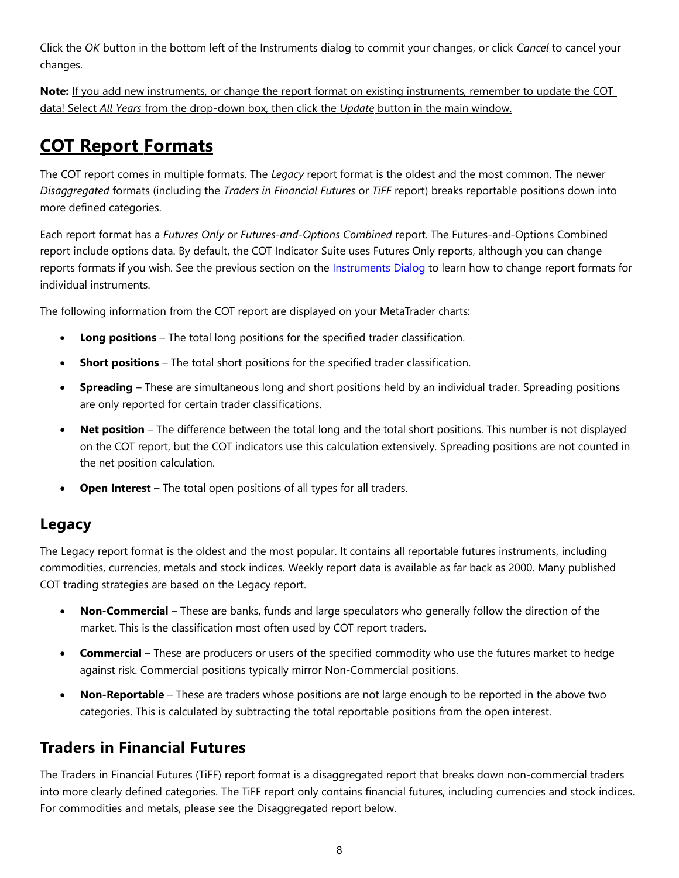Click the *OK* button in the bottom left of the Instruments dialog to commit your changes, or click *Cancel* to cancel your changes.

**Note:** If you add new instruments, or change the report format on existing instruments, remember to update the COT data! Select *All Years* from the drop-down box, then click the *Update* button in the main window.

## COT Report Formats

The COT report comes in multiple formats. The *Legacy* report format is the oldest and the most common. The newer *Disaggregated* formats (including the *Traders in Financial Futures* or *TiFF* report) breaks reportable positions down into more defined categories.

Each report format has a *Futures Only* or *Futures-and-Options Combined* report. The Futures-and-Options Combined report include options data. By default, the COT Indicator Suite uses Futures Only reports, although you can change reports formats if you wish. See the previous section on the Instruments Dialog to learn how to change report formats for individual instruments.

The following information from the COT report are displayed on your MetaTrader charts:

- **Long positions** – The total long positions for the specified trader classification.
- **Short positions** – The total short positions for the specified trader classification.
- **Spreading** – These are simultaneous long and short positions held by an individual trader. Spreading positions are only reported for certain trader classifications.
- **Net position** – The difference between the total long and the total short positions. This number is not displayed on the COT report, but the COT indicators use this calculation extensively. Spreading positions are not counted in the net position calculation.
- **Open Interest** – The total open positions of all types for all traders.

### Legacy

The Legacy report format is the oldest and the most popular. It contains all reportable futures instruments, including commodities, currencies, metals and stock indices. Weekly report data is available as far back as 2000. Many published COT trading strategies are based on the Legacy report.

- **Non-Commercial** – These are banks, funds and large speculators who generally follow the direction of the market. This is the classification most often used by COT report traders.
- **Commercial** – These are producers or users of the specified commodity who use the futures market to hedge against risk. Commercial positions typically mirror Non-Commercial positions.
- **Non-Reportable** – These are traders whose positions are not large enough to be reported in the above two categories. This is calculated by subtracting the total reportable positions from the open interest.

### Traders in Financial Futures

The Traders in Financial Futures (TiFF) report format is a disaggregated report that breaks down non-commercial traders into more clearly defined categories. The TiFF report only contains financial futures, including currencies and stock indices. For commodities and metals, please see the Disaggregated report below.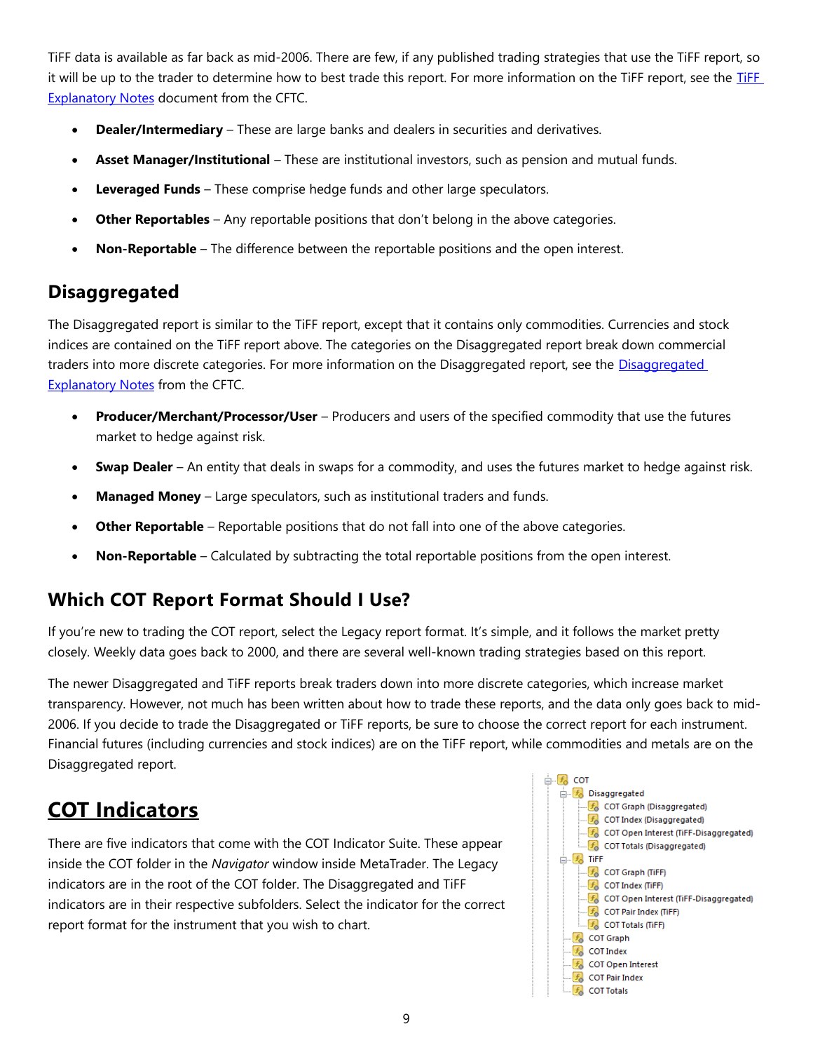TiFF data is available as far back as mid-2006. There are few, if any published trading strategies that use the TiFF report, so it will be up to the trader to determine how to best trade this report. For more information on the TiFF report, see the [TiFF Explanatory Notes](#) document from the CFTC.

- **Dealer/Intermediary** – These are large banks and dealers in securities and derivatives.
- **Asset Manager/Institutional** – These are institutional investors, such as pension and mutual funds.
- **Leveraged Funds** – These comprise hedge funds and other large speculators.
- **Other Reportables** – Any reportable positions that don't belong in the above categories.
- **Non-Reportable** – The difference between the reportable positions and the open interest.

## Disaggregated

The Disaggregated report is similar to the TiFF report, except that it contains only commodities. Currencies and stock indices are contained on the TiFF report above. The categories on the Disaggregated report break down commercial traders into more discrete categories. For more information on the Disaggregated report, see the [Disaggregated Explanatory Notes](#) from the CFTC.

- **Producer/Merchant/Processor/User** – Producers and users of the specified commodity that use the futures market to hedge against risk.
- **Swap Dealer** – An entity that deals in swaps for a commodity, and uses the futures market to hedge against risk.
- **Managed Money** – Large speculators, such as institutional traders and funds.
- **Other Reportable** – Reportable positions that do not fall into one of the above categories.
- **Non-Reportable** – Calculated by subtracting the total reportable positions from the open interest.

## Which COT Report Format Should I Use?

If you're new to trading the COT report, select the Legacy report format. It's simple, and it follows the market pretty closely. Weekly data goes back to 2000, and there are several well-known trading strategies based on this report.

The newer Disaggregated and TiFF reports break traders down into more discrete categories, which increase market transparency. However, not much has been written about how to trade these reports, and the data only goes back to mid-2006. If you decide to trade the Disaggregated or TiFF reports, be sure to choose the correct report for each instrument. Financial futures (including currencies and stock indices) are on the TiFF report, while commodities and metals are on the Disaggregated report.

# COT Indicators

There are five indicators that come with the COT Indicator Suite. These appear inside the COT folder in the *Navigator* window inside MetaTrader. The Legacy indicators are in the root of the COT folder. The Disaggregated and TiFF indicators are in their respective subfolders. Select the indicator for the correct report format for the instrument that you wish to chart.

- COT
  - Disaggregated
    - COT Graph (Disaggregated)
    - COT Index (Disaggregated)
    - COT Open Interest (TiFF-Disaggregated)
    - COT Totals (Disaggregated)
  - TiFF
    - COT Graph (TiFF)
    - COT Index (TiFF)
    - COT Open Interest (TiFF-Disaggregated)
    - COT Pair Index (TiFF)
    - COT Totals (TiFF)
  - COT Graph
  - COT Index
  - COT Open Interest
  - COT Pair Index
  - COT Totals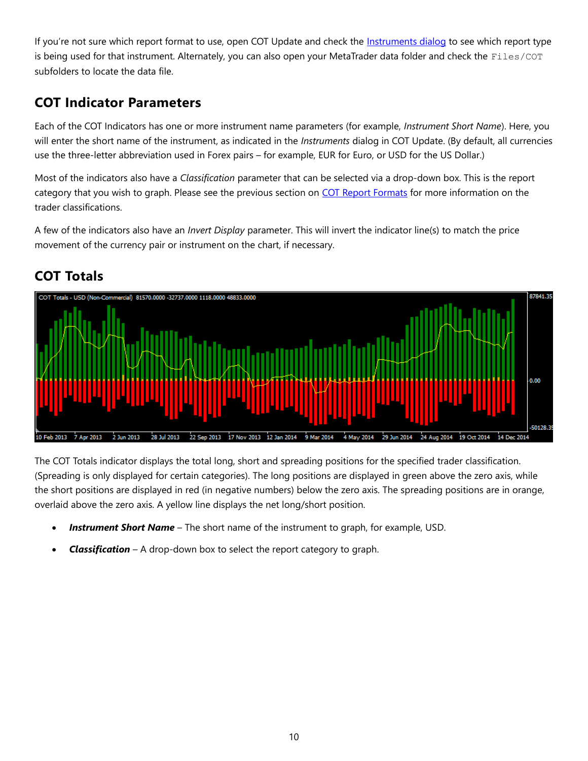If you're not sure which report format to use, open COT Update and check the Instruments dialog to see which report type is being used for that instrument. Alternately, you can also open your MetaTrader data folder and check the `Files/COT` subfolders to locate the data file.

## COT Indicator Parameters

Each of the COT Indicators has one or more instrument name parameters (for example, *Instrument Short Name*). Here, you will enter the short name of the instrument, as indicated in the *Instruments* dialog in COT Update. (By default, all currencies use the three-letter abbreviation used in Forex pairs – for example, EUR for Euro, or USD for the US Dollar.)

Most of the indicators also have a *Classification* parameter that can be selected via a drop-down box. This is the report category that you wish to graph. Please see the previous section on COT Report Formats for more information on the trader classifications.

A few of the indicators also have an *Invert Display* parameter. This will invert the indicator line(s) to match the price movement of the currency pair or instrument on the chart, if necessary.

## COT Totals

The COT Totals indicator displays the total long, short and spreading positions for the specified trader classification. (Spreading is only displayed for certain categories). The long positions are displayed in green above the zero axis, while the short positions are displayed in red (in negative numbers) below the zero axis. The spreading positions are in orange, overlaid above the zero axis. A yellow line displays the net long/short position.

- ***Instrument Short Name*** – The short name of the instrument to graph, for example, USD.
- ***Classification*** – A drop-down box to select the report category to graph.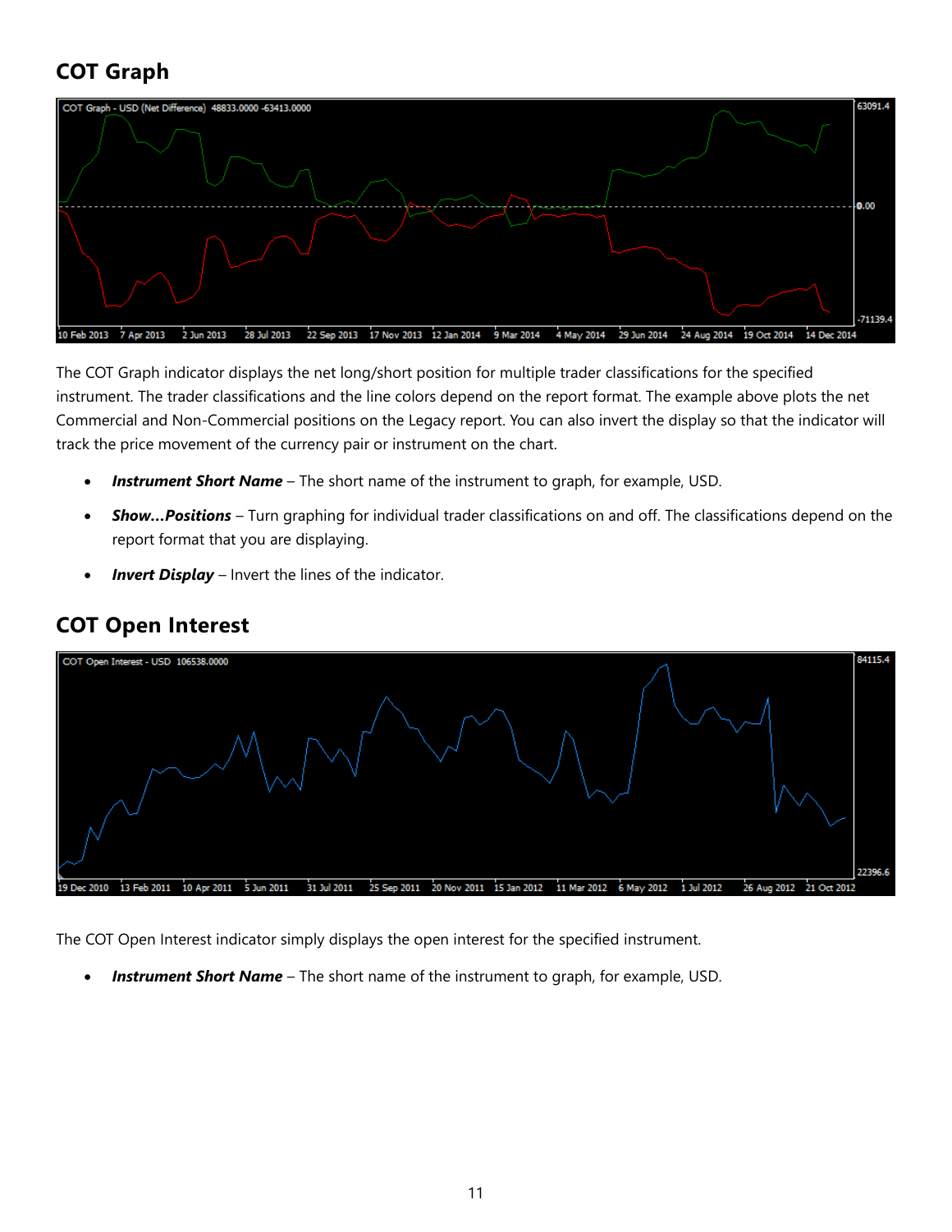## COT Graph

The COT Graph indicator displays the net long/short position for multiple trader classifications for the specified instrument. The trader classifications and the line colors depend on the report format. The example above plots the net Commercial and Non-Commercial positions on the Legacy report. You can also invert the display so that the indicator will track the price movement of the currency pair or instrument on the chart.

- ***Instrument Short Name*** – The short name of the instrument to graph, for example, USD.
- ***Show…Positions*** – Turn graphing for individual trader classifications on and off. The classifications depend on the report format that you are displaying.
- ***Invert Display*** – Invert the lines of the indicator.

## COT Open Interest

The COT Open Interest indicator simply displays the open interest for the specified instrument.

- ***Instrument Short Name*** – The short name of the instrument to graph, for example, USD.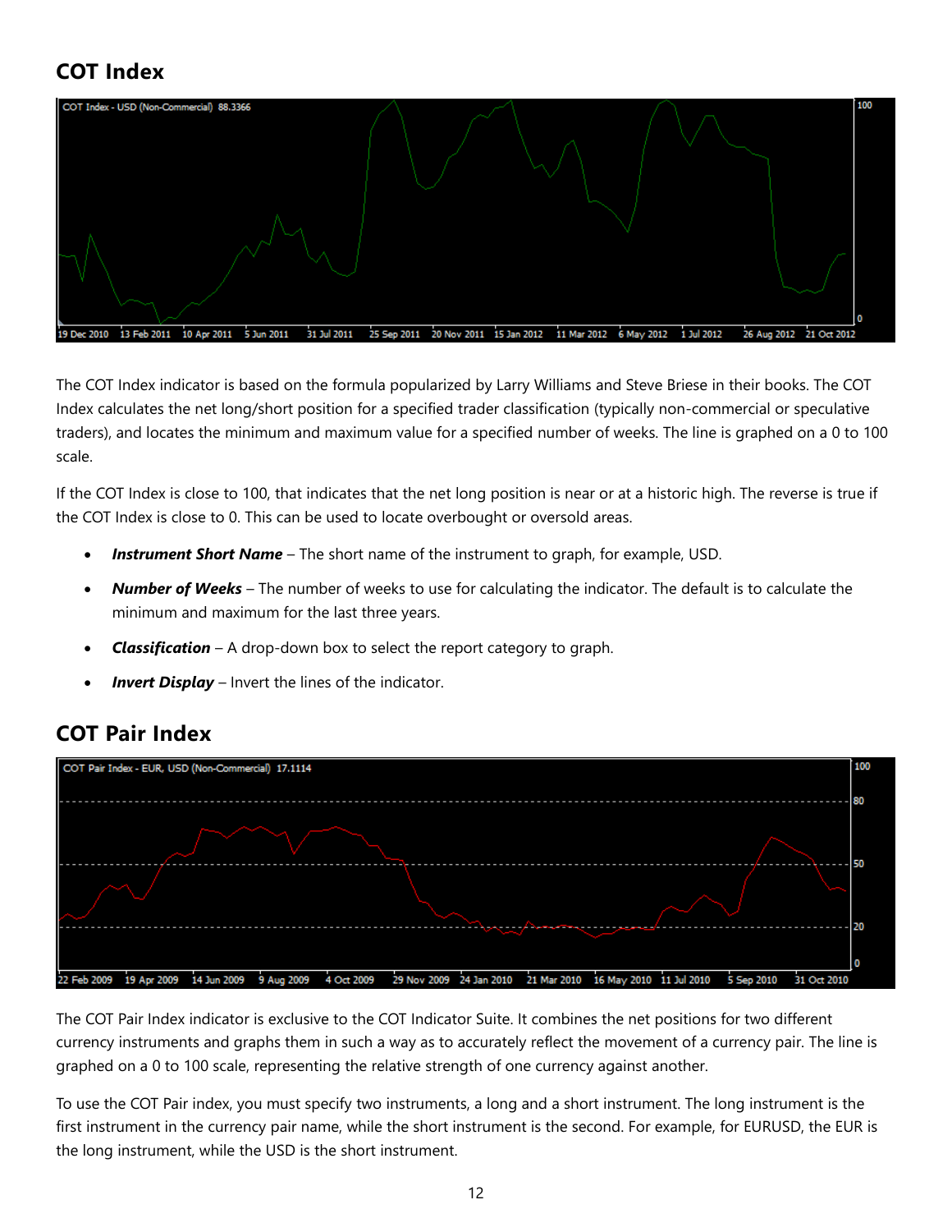## COT Index

The COT Index indicator is based on the formula popularized by Larry Williams and Steve Briese in their books. The COT Index calculates the net long/short position for a specified trader classification (typically non-commercial or speculative traders), and locates the minimum and maximum value for a specified number of weeks. The line is graphed on a 0 to 100 scale.

If the COT Index is close to 100, that indicates that the net long position is near or at a historic high. The reverse is true if the COT Index is close to 0. This can be used to locate overbought or oversold areas.

- ***Instrument Short Name*** – The short name of the instrument to graph, for example, USD.
- ***Number of Weeks*** – The number of weeks to use for calculating the indicator. The default is to calculate the minimum and maximum for the last three years.
- ***Classification*** – A drop-down box to select the report category to graph.
- ***Invert Display*** – Invert the lines of the indicator.

## COT Pair Index

The COT Pair Index indicator is exclusive to the COT Indicator Suite. It combines the net positions for two different currency instruments and graphs them in such a way as to accurately reflect the movement of a currency pair. The line is graphed on a 0 to 100 scale, representing the relative strength of one currency against another.

To use the COT Pair index, you must specify two instruments, a long and a short instrument. The long instrument is the first instrument in the currency pair name, while the short instrument is the second. For example, for EURUSD, the EUR is the long instrument, while the USD is the short instrument.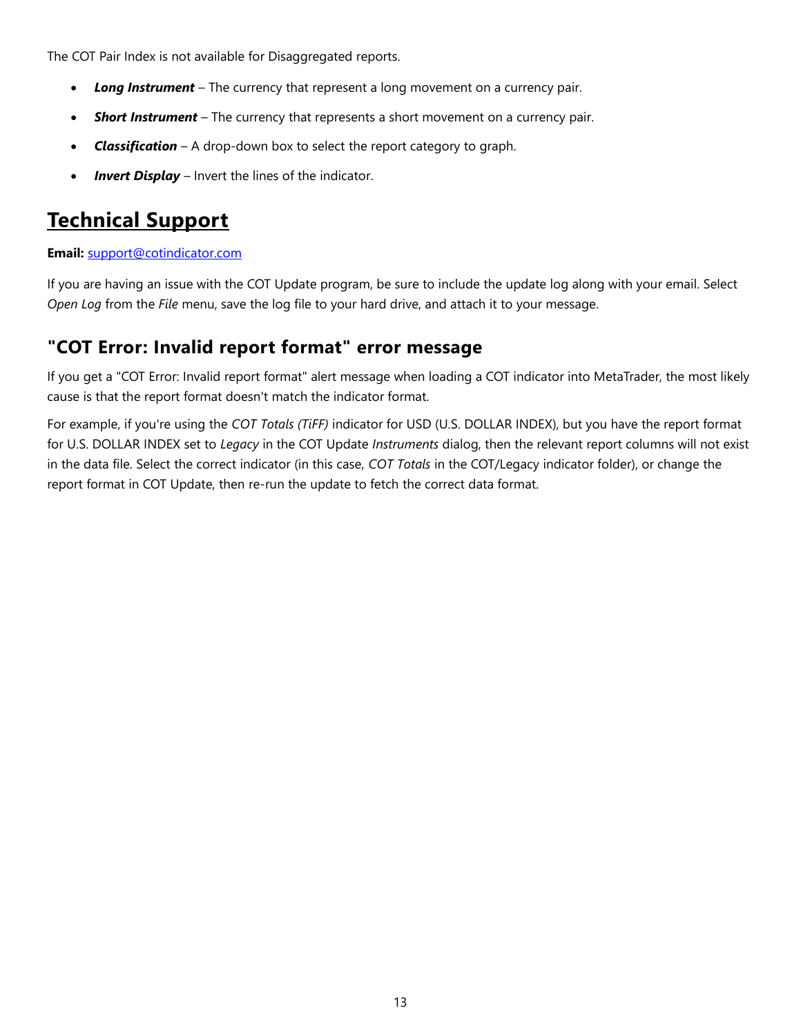The COT Pair Index is not available for Disaggregated reports.

- ***Long Instrument*** – The currency that represent a long movement on a currency pair.
- ***Short Instrument*** – The currency that represents a short movement on a currency pair.
- ***Classification*** – A drop-down box to select the report category to graph.
- ***Invert Display*** – Invert the lines of the indicator.

# Technical Support

**Email:** support@cotindicator.com

If you are having an issue with the COT Update program, be sure to include the update log along with your email. Select *Open Log* from the *File* menu, save the log file to your hard drive, and attach it to your message.

## "COT Error: Invalid report format" error message

If you get a "COT Error: Invalid report format" alert message when loading a COT indicator into MetaTrader, the most likely cause is that the report format doesn't match the indicator format.

For example, if you're using the *COT Totals (TiFF)* indicator for USD (U.S. DOLLAR INDEX), but you have the report format for U.S. DOLLAR INDEX set to *Legacy* in the COT Update *Instruments* dialog, then the relevant report columns will not exist in the data file. Select the correct indicator (in this case, *COT Totals* in the COT/Legacy indicator folder), or change the report format in COT Update, then re-run the update to fetch the correct data format.